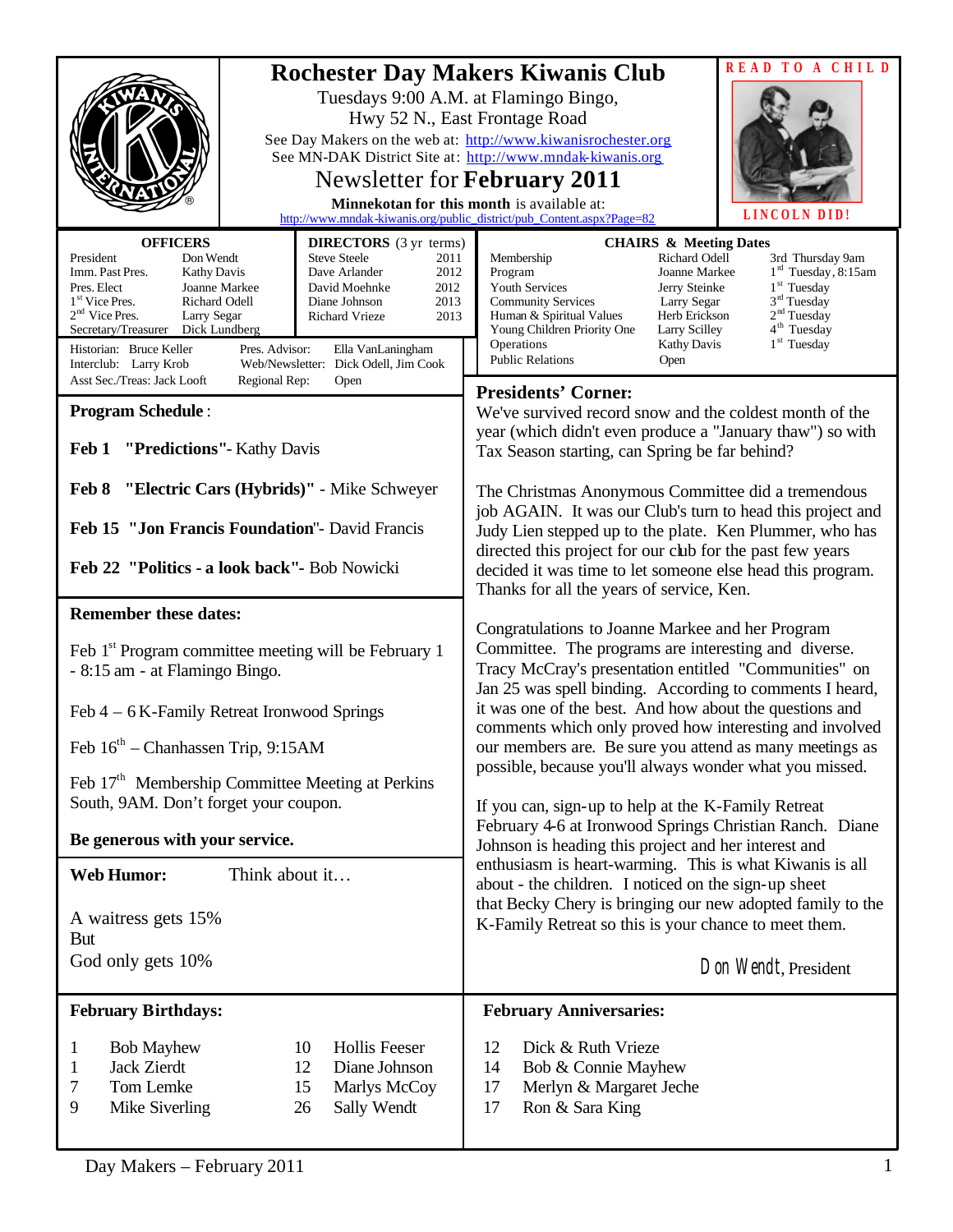# Rochester Day Makers Kiwanis Club

Tuesdays 9:00 A.M. at Flamingo Bingo,
Hwy 52 N., East Frontage Road

See Day Makers on the web at: http://www.kiwanisrochester.org
See MN-DAK District Site at: http://www.mndak-kiwanis.org

## Newsletter for February 2011

**Minnekotan for this month** is available at:
http://www.mndak-kiwanis.org/public_district/pub_Content.aspx?Page=82

**READ TO A CHILD**

**LINCOLN DID!**

| OFFICERS | |
|---|---|
| President | Don Wendt |
| Imm. Past Pres. | Kathy Davis |
| Pres. Elect | Joanne Markee |
| 1st Vice Pres. | Richard Odell |
| 2nd Vice Pres. | Larry Segar |
| Secretary/Treasurer | Dick Lundberg |

| DIRECTORS (3 yr terms) | |
|---|---|
| Steve Steele | 2011 |
| Dave Arlander | 2012 |
| David Moehnke | 2012 |
| Diane Johnson | 2013 |
| Richard Vrieze | 2013 |

Historian: Bruce Keller
Interclub: Larry Krob
Asst Sec./Treas: Jack Looft
Pres. Advisor: Ella VanLaningham
Web/Newsletter: Dick Odell, Jim Cook
Regional Rep: Open

| CHAIRS & Meeting Dates | | |
|---|---|---|
| Membership | Richard Odell | 3rd Thursday 9am |
| Program | Joanne Markee | 1st Tuesday, 8:15am |
| Youth Services | Jerry Steinke | 1st Tuesday |
| Community Services | Larry Segar | 3rd Tuesday |
| Human & Spiritual Values | Herb Erickson | 2nd Tuesday |
| Young Children Priority One | Larry Scilley | 4th Tuesday |
| Operations | Kathy Davis | 1st Tuesday |
| Public Relations | Open | |

**Program Schedule**:

**Feb 1 "Predictions"**- Kathy Davis

**Feb 8 "Electric Cars (Hybrids)"** - Mike Schweyer

**Feb 15 "Jon Francis Foundation"**- David Francis

**Feb 22 "Politics - a look back"**- Bob Nowicki

**Remember these dates:**

Feb 1st Program committee meeting will be February 1 - 8:15 am - at Flamingo Bingo.

Feb 4 – 6 K-Family Retreat Ironwood Springs

Feb 16th – Chanhassen Trip, 9:15AM

Feb 17th Membership Committee Meeting at Perkins South, 9AM. Don't forget your coupon.

**Be generous with your service.**

**Web Humor:** Think about it…

A waitress gets 15%
But
God only gets 10%

**Presidents' Corner:**

We've survived record snow and the coldest month of the year (which didn't even produce a "January thaw") so with Tax Season starting, can Spring be far behind?

The Christmas Anonymous Committee did a tremendous job AGAIN. It was our Club's turn to head this project and Judy Lien stepped up to the plate. Ken Plummer, who has directed this project for our club for the past few years decided it was time to let someone else head this program. Thanks for all the years of service, Ken.

Congratulations to Joanne Markee and her Program Committee. The programs are interesting and diverse. Tracy McCray's presentation entitled "Communities" on Jan 25 was spell binding. According to comments I heard, it was one of the best. And how about the questions and comments which only proved how interesting and involved our members are. Be sure you attend as many meetings as possible, because you'll always wonder what you missed.

If you can, sign-up to help at the K-Family Retreat February 4-6 at Ironwood Springs Christian Ranch. Diane Johnson is heading this project and her interest and enthusiasm is heart-warming. This is what Kiwanis is all about - the children. I noticed on the sign-up sheet that Becky Chery is bringing our new adopted family to the K-Family Retreat so this is your chance to meet them.

Don Wendt, President

**February Birthdays:**

| | | | |
|---|---|---|---|
| 1 | Bob Mayhew | 10 | Hollis Feeser |
| 1 | Jack Zierdt | 12 | Diane Johnson |
| 7 | Tom Lemke | 15 | Marlys McCoy |
| 9 | Mike Siverling | 26 | Sally Wendt |

**February Anniversaries:**

| | |
|---|---|
| 12 | Dick & Ruth Vrieze |
| 14 | Bob & Connie Mayhew |
| 17 | Merlyn & Margaret Jeche |
| 17 | Ron & Sara King |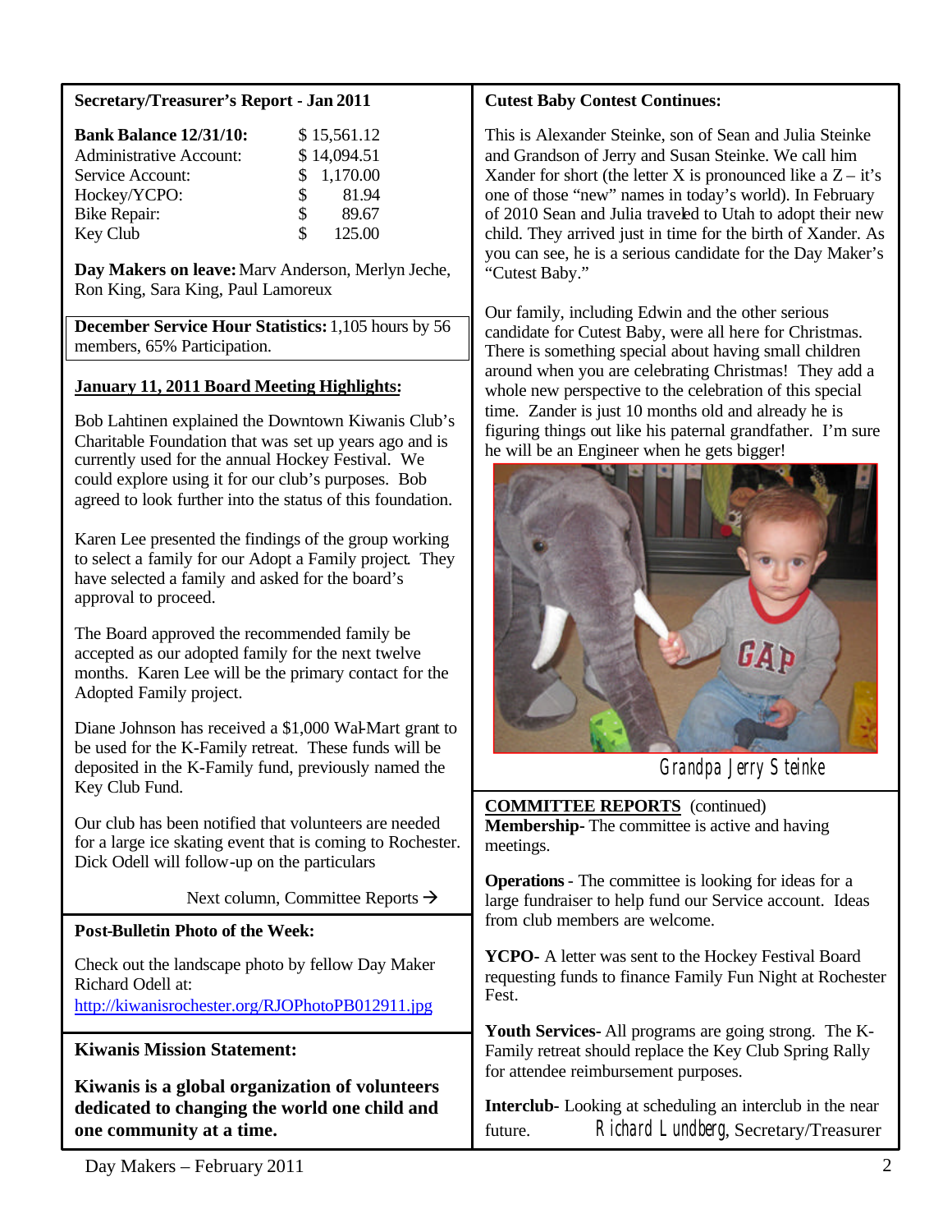## Secretary/Treasurer's Report - Jan 2011

| | |
|---|---|
| **Bank Balance 12/31/10:** | $ 15,561.12 |
| Administrative Account: | $ 14,094.51 |
| Service Account: | $ 1,170.00 |
| Hockey/YCPO: | $ 81.94 |
| Bike Repair: | $ 89.67 |
| Key Club | $ 125.00 |

**Day Makers on leave:** Marv Anderson, Merlyn Jeche, Ron King, Sara King, Paul Lamoreux

**December Service Hour Statistics:** 1,105 hours by 56 members, 65% Participation.

### January 11, 2011 Board Meeting Highlights:

Bob Lahtinen explained the Downtown Kiwanis Club's Charitable Foundation that was set up years ago and is currently used for the annual Hockey Festival. We could explore using it for our club's purposes. Bob agreed to look further into the status of this foundation.

Karen Lee presented the findings of the group working to select a family for our Adopt a Family project. They have selected a family and asked for the board's approval to proceed.

The Board approved the recommended family be accepted as our adopted family for the next twelve months. Karen Lee will be the primary contact for the Adopted Family project.

Diane Johnson has received a $1,000 Wal-Mart grant to be used for the K-Family retreat. These funds will be deposited in the K-Family fund, previously named the Key Club Fund.

Our club has been notified that volunteers are needed for a large ice skating event that is coming to Rochester. Dick Odell will follow-up on the particulars

Next column, Committee Reports →

## Post-Bulletin Photo of the Week:

Check out the landscape photo by fellow Day Maker Richard Odell at:
http://kiwanisrochester.org/RJOPhotoPB012911.jpg

## Kiwanis Mission Statement:

**Kiwanis is a global organization of volunteers dedicated to changing the world one child and one community at a time.**

## Cutest Baby Contest Continues:

This is Alexander Steinke, son of Sean and Julia Steinke and Grandson of Jerry and Susan Steinke. We call him Xander for short (the letter X is pronounced like a Z – it's one of those "new" names in today's world). In February of 2010 Sean and Julia traveled to Utah to adopt their new child. They arrived just in time for the birth of Xander. As you can see, he is a serious candidate for the Day Maker's "Cutest Baby."

Our family, including Edwin and the other serious candidate for Cutest Baby, were all here for Christmas. There is something special about having small children around when you are celebrating Christmas! They add a whole new perspective to the celebration of this special time. Zander is just 10 months old and already he is figuring things out like his paternal grandfather. I'm sure he will be an Engineer when he gets bigger!

Grandpa Jerry Steinke

## COMMITTEE REPORTS (continued)

**Membership**- The committee is active and having meetings.

**Operations** - The committee is looking for ideas for a large fundraiser to help fund our Service account. Ideas from club members are welcome.

**YCPO**- A letter was sent to the Hockey Festival Board requesting funds to finance Family Fun Night at Rochester Fest.

**Youth Services**- All programs are going strong. The K-Family retreat should replace the Key Club Spring Rally for attendee reimbursement purposes.

**Interclub**- Looking at scheduling an interclub in the near future.

Richard Lundberg, Secretary/Treasurer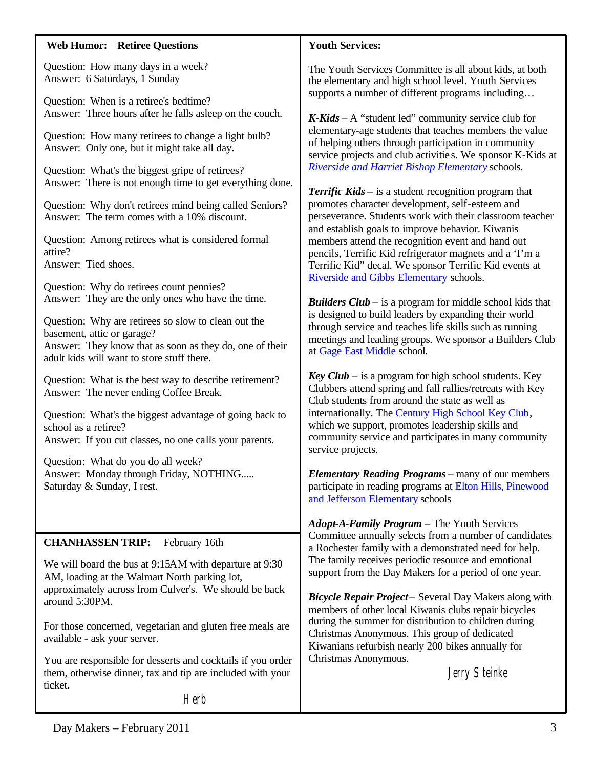## Web Humor: Retiree Questions

Question: How many days in a week?
Answer: 6 Saturdays, 1 Sunday

Question: When is a retiree's bedtime?
Answer: Three hours after he falls asleep on the couch.

Question: How many retirees to change a light bulb?
Answer: Only one, but it might take all day.

Question: What's the biggest gripe of retirees?
Answer: There is not enough time to get everything done.

Question: Why don't retirees mind being called Seniors?
Answer: The term comes with a 10% discount.

Question: Among retirees what is considered formal attire?
Answer: Tied shoes.

Question: Why do retirees count pennies?
Answer: They are the only ones who have the time.

Question: Why are retirees so slow to clean out the basement, attic or garage?
Answer: They know that as soon as they do, one of their adult kids will want to store stuff there.

Question: What is the best way to describe retirement?
Answer: The never ending Coffee Break.

Question: What's the biggest advantage of going back to school as a retiree?
Answer: If you cut classes, no one calls your parents.

Question: What do you do all week?
Answer: Monday through Friday, NOTHING.....
Saturday & Sunday, I rest.

## CHANHASSEN TRIP: February 16th

We will board the bus at 9:15AM with departure at 9:30 AM, loading at the Walmart North parking lot, approximately across from Culver's. We should be back around 5:30PM.

For those concerned, vegetarian and gluten free meals are available - ask your server.

You are responsible for desserts and cocktails if you order them, otherwise dinner, tax and tip are included with your ticket.

Herb

## Youth Services:

The Youth Services Committee is all about kids, at both the elementary and high school level. Youth Services supports a number of different programs including…

***K-Kids*** – A "student led" community service club for elementary-age students that teaches members the value of helping others through participation in community service projects and club activities. We sponsor K-Kids at *Riverside and Harriet Bishop Elementary* schools.

***Terrific Kids*** – is a student recognition program that promotes character development, self-esteem and perseverance. Students work with their classroom teacher and establish goals to improve behavior. Kiwanis members attend the recognition event and hand out pencils, Terrific Kid refrigerator magnets and a 'I'm a Terrific Kid" decal. We sponsor Terrific Kid events at Riverside and Gibbs Elementary schools.

***Builders Club*** – is a program for middle school kids that is designed to build leaders by expanding their world through service and teaches life skills such as running meetings and leading groups. We sponsor a Builders Club at Gage East Middle school.

***Key Club*** – is a program for high school students. Key Clubbers attend spring and fall rallies/retreats with Key Club students from around the state as well as internationally. The Century High School Key Club, which we support, promotes leadership skills and community service and participates in many community service projects.

***Elementary Reading Programs*** – many of our members participate in reading programs at Elton Hills, Pinewood and Jefferson Elementary schools

***Adopt-A-Family Program*** – The Youth Services Committee annually selects from a number of candidates a Rochester family with a demonstrated need for help. The family receives periodic resource and emotional support from the Day Makers for a period of one year.

***Bicycle Repair Project*** – Several Day Makers along with members of other local Kiwanis clubs repair bicycles during the summer for distribution to children during Christmas Anonymous. This group of dedicated Kiwanians refurbish nearly 200 bikes annually for Christmas Anonymous.

Jerry Steinke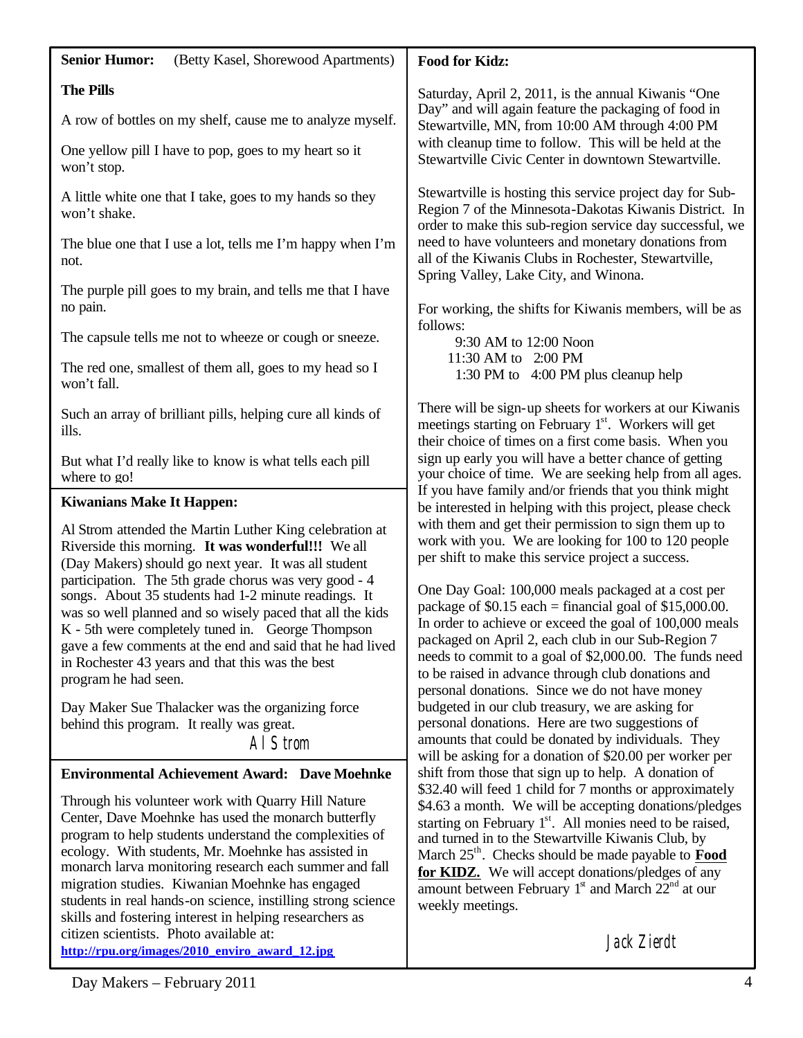**Senior Humor:** (Betty Kasel, Shorewood Apartments)

**The Pills**

A row of bottles on my shelf, cause me to analyze myself.

One yellow pill I have to pop, goes to my heart so it won't stop.

A little white one that I take, goes to my hands so they won't shake.

The blue one that I use a lot, tells me I'm happy when I'm not.

The purple pill goes to my brain, and tells me that I have no pain.

The capsule tells me not to wheeze or cough or sneeze.

The red one, smallest of them all, goes to my head so I won't fall.

Such an array of brilliant pills, helping cure all kinds of ills.

But what I'd really like to know is what tells each pill where to go!

**Kiwanians Make It Happen:**

Al Strom attended the Martin Luther King celebration at Riverside this morning. **It was wonderful!!!** We all (Day Makers) should go next year. It was all student participation. The 5th grade chorus was very good - 4 songs. About 35 students had 1-2 minute readings. It was so well planned and so wisely paced that all the kids K - 5th were completely tuned in. George Thompson gave a few comments at the end and said that he had lived in Rochester 43 years and that this was the best program he had seen.

Day Maker Sue Thalacker was the organizing force behind this program. It really was great.

Al Strom

**Environmental Achievement Award: Dave Moehnke**

Through his volunteer work with Quarry Hill Nature Center, Dave Moehnke has used the monarch butterfly program to help students understand the complexities of ecology. With students, Mr. Moehnke has assisted in monarch larva monitoring research each summer and fall migration studies. Kiwanian Moehnke has engaged students in real hands-on science, instilling strong science skills and fostering interest in helping researchers as citizen scientists. Photo available at: **http://rpu.org/images/2010_enviro_award_12.jpg**

**Food for Kidz:**

Saturday, April 2, 2011, is the annual Kiwanis "One Day" and will again feature the packaging of food in Stewartville, MN, from 10:00 AM through 4:00 PM with cleanup time to follow. This will be held at the Stewartville Civic Center in downtown Stewartville.

Stewartville is hosting this service project day for Sub-Region 7 of the Minnesota-Dakotas Kiwanis District. In order to make this sub-region service day successful, we need to have volunteers and monetary donations from all of the Kiwanis Clubs in Rochester, Stewartville, Spring Valley, Lake City, and Winona.

For working, the shifts for Kiwanis members, will be as follows:

9:30 AM to 12:00 Noon
11:30 AM to 2:00 PM
1:30 PM to 4:00 PM plus cleanup help

There will be sign-up sheets for workers at our Kiwanis meetings starting on February 1st. Workers will get their choice of times on a first come basis. When you sign up early you will have a better chance of getting your choice of time. We are seeking help from all ages. If you have family and/or friends that you think might be interested in helping with this project, please check with them and get their permission to sign them up to work with you. We are looking for 100 to 120 people per shift to make this service project a success.

One Day Goal: 100,000 meals packaged at a cost per package of $0.15 each = financial goal of $15,000.00. In order to achieve or exceed the goal of 100,000 meals packaged on April 2, each club in our Sub-Region 7 needs to commit to a goal of $2,000.00. The funds need to be raised in advance through club donations and personal donations. Since we do not have money budgeted in our club treasury, we are asking for personal donations. Here are two suggestions of amounts that could be donated by individuals. They will be asking for a donation of $20.00 per worker per shift from those that sign up to help. A donation of $32.40 will feed 1 child for 7 months or approximately $4.63 a month. We will be accepting donations/pledges starting on February 1st. All monies need to be raised, and turned in to the Stewartville Kiwanis Club, by March 25th. Checks should be made payable to **Food for KIDZ.** We will accept donations/pledges of any amount between February 1st and March 22nd at our weekly meetings.

Jack Zierdt